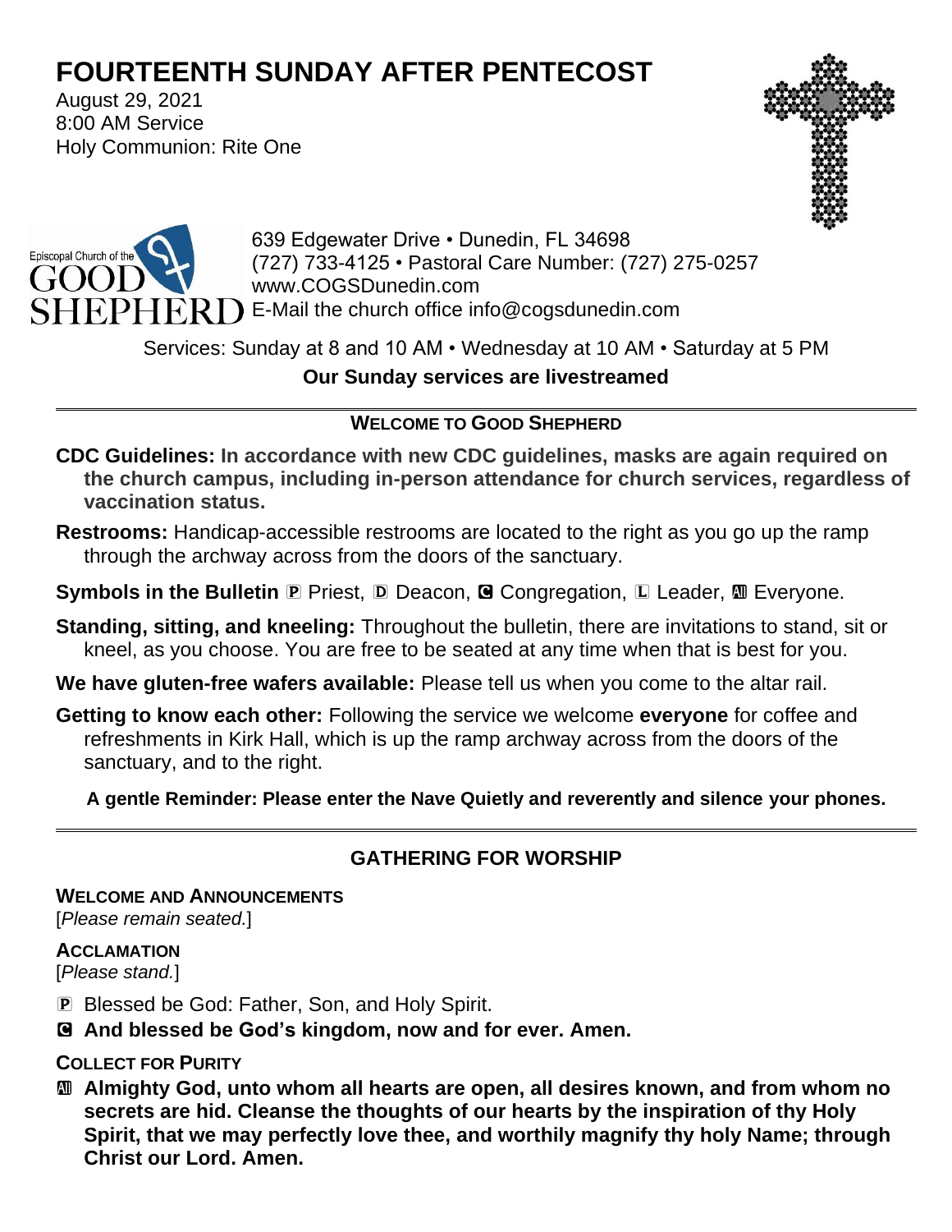# FOURTEENTH SUNDAY AFTER PENTECOST

August 29, 2021
8:00 AM Service
Holy Communion: Rite One

Episcopal Church of the GOOD SHEPHERD

639 Edgewater Drive • Dunedin, FL 34698
(727) 733-4125 • Pastoral Care Number: (727) 275-0257
www.COGSDunedin.com
E-Mail the church office info@cogsdunedin.com

Services: Sunday at 8 and 10 AM • Wednesday at 10 AM • Saturday at 5 PM

**Our Sunday services are livestreamed**

---

### WELCOME TO GOOD SHEPHERD

**CDC Guidelines: In accordance with new CDC guidelines, masks are again required on the church campus, including in-person attendance for church services, regardless of vaccination status.**

**Restrooms:** Handicap-accessible restrooms are located to the right as you go up the ramp through the archway across from the doors of the sanctuary.

**Symbols in the Bulletin** Ⓟ Priest, Ⓓ Deacon, Ⓒ Congregation, Ⓛ Leader, Ⓐ Everyone.

**Standing, sitting, and kneeling:** Throughout the bulletin, there are invitations to stand, sit or kneel, as you choose. You are free to be seated at any time when that is best for you.

**We have gluten-free wafers available:** Please tell us when you come to the altar rail.

**Getting to know each other:** Following the service we welcome **everyone** for coffee and refreshments in Kirk Hall, which is up the ramp archway across from the doors of the sanctuary, and to the right.

**A gentle Reminder: Please enter the Nave Quietly and reverently and silence your phones.**

---

## GATHERING FOR WORSHIP

### WELCOME AND ANNOUNCEMENTS

[*Please remain seated.*]

### ACCLAMATION

[*Please stand.*]

Ⓟ Blessed be God: Father, Son, and Holy Spirit.

Ⓒ **And blessed be God's kingdom, now and for ever. Amen.**

### COLLECT FOR PURITY

Ⓐ **Almighty God, unto whom all hearts are open, all desires known, and from whom no secrets are hid. Cleanse the thoughts of our hearts by the inspiration of thy Holy Spirit, that we may perfectly love thee, and worthily magnify thy holy Name; through Christ our Lord. Amen.**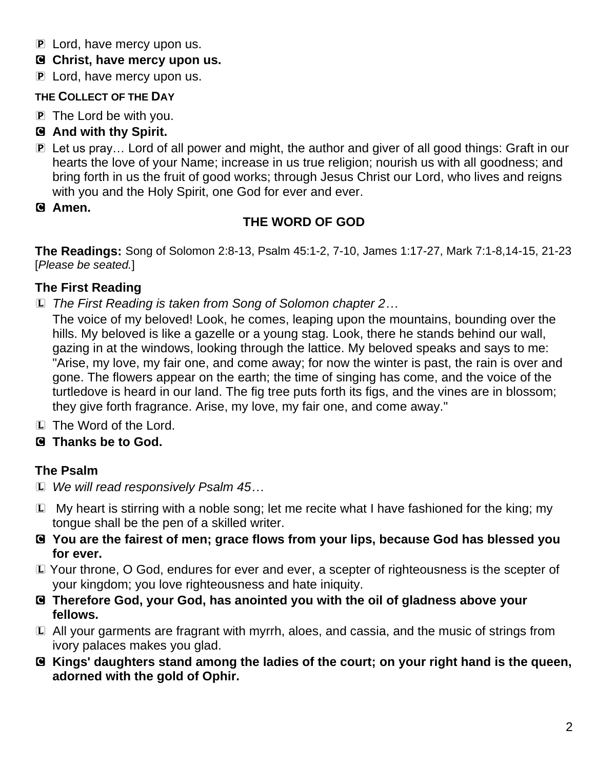P Lord, have mercy upon us.

**C Christ, have mercy upon us.**

P Lord, have mercy upon us.

**THE COLLECT OF THE DAY**

P The Lord be with you.

**C And with thy Spirit.**

P Let us pray… Lord of all power and might, the author and giver of all good things: Graft in our hearts the love of your Name; increase in us true religion; nourish us with all goodness; and bring forth in us the fruit of good works; through Jesus Christ our Lord, who lives and reigns with you and the Holy Spirit, one God for ever and ever.

**C Amen.**

## THE WORD OF GOD

**The Readings:** Song of Solomon 2:8-13, Psalm 45:1-2, 7-10, James 1:17-27, Mark 7:1-8,14-15, 21-23 [*Please be seated.*]

### The First Reading

L *The First Reading is taken from Song of Solomon chapter 2…*

The voice of my beloved! Look, he comes, leaping upon the mountains, bounding over the hills. My beloved is like a gazelle or a young stag. Look, there he stands behind our wall, gazing in at the windows, looking through the lattice. My beloved speaks and says to me: "Arise, my love, my fair one, and come away; for now the winter is past, the rain is over and gone. The flowers appear on the earth; the time of singing has come, and the voice of the turtledove is heard in our land. The fig tree puts forth its figs, and the vines are in blossom; they give forth fragrance. Arise, my love, my fair one, and come away."

L The Word of the Lord.

**C Thanks be to God.**

### The Psalm

L *We will read responsively Psalm 45…*

L My heart is stirring with a noble song; let me recite what I have fashioned for the king; my tongue shall be the pen of a skilled writer.

**C You are the fairest of men; grace flows from your lips, because God has blessed you for ever.**

L Your throne, O God, endures for ever and ever, a scepter of righteousness is the scepter of your kingdom; you love righteousness and hate iniquity.

**C Therefore God, your God, has anointed you with the oil of gladness above your fellows.**

L All your garments are fragrant with myrrh, aloes, and cassia, and the music of strings from ivory palaces makes you glad.

**C Kings' daughters stand among the ladies of the court; on your right hand is the queen, adorned with the gold of Ophir.**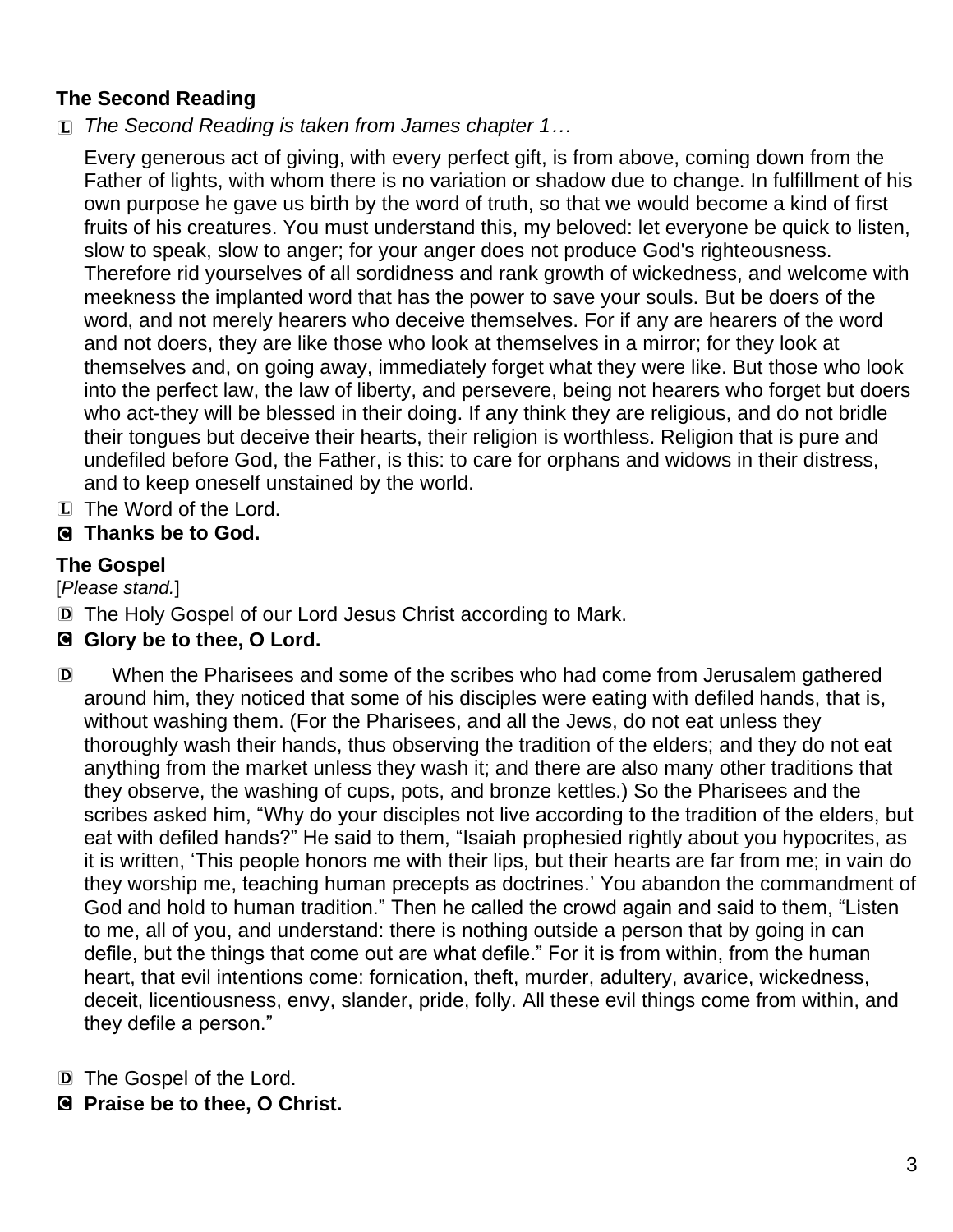**The Second Reading**

L *The Second Reading is taken from James chapter 1…*

Every generous act of giving, with every perfect gift, is from above, coming down from the Father of lights, with whom there is no variation or shadow due to change. In fulfillment of his own purpose he gave us birth by the word of truth, so that we would become a kind of first fruits of his creatures. You must understand this, my beloved: let everyone be quick to listen, slow to speak, slow to anger; for your anger does not produce God's righteousness. Therefore rid yourselves of all sordidness and rank growth of wickedness, and welcome with meekness the implanted word that has the power to save your souls. But be doers of the word, and not merely hearers who deceive themselves. For if any are hearers of the word and not doers, they are like those who look at themselves in a mirror; for they look at themselves and, on going away, immediately forget what they were like. But those who look into the perfect law, the law of liberty, and persevere, being not hearers who forget but doers who act-they will be blessed in their doing. If any think they are religious, and do not bridle their tongues but deceive their hearts, their religion is worthless. Religion that is pure and undefiled before God, the Father, is this: to care for orphans and widows in their distress, and to keep oneself unstained by the world.

L The Word of the Lord.

C **Thanks be to God.**

**The Gospel**

[*Please stand.*]

D The Holy Gospel of our Lord Jesus Christ according to Mark.

C **Glory be to thee, O Lord.**

D When the Pharisees and some of the scribes who had come from Jerusalem gathered around him, they noticed that some of his disciples were eating with defiled hands, that is, without washing them. (For the Pharisees, and all the Jews, do not eat unless they thoroughly wash their hands, thus observing the tradition of the elders; and they do not eat anything from the market unless they wash it; and there are also many other traditions that they observe, the washing of cups, pots, and bronze kettles.) So the Pharisees and the scribes asked him, "Why do your disciples not live according to the tradition of the elders, but eat with defiled hands?" He said to them, "Isaiah prophesied rightly about you hypocrites, as it is written, 'This people honors me with their lips, but their hearts are far from me; in vain do they worship me, teaching human precepts as doctrines.' You abandon the commandment of God and hold to human tradition." Then he called the crowd again and said to them, "Listen to me, all of you, and understand: there is nothing outside a person that by going in can defile, but the things that come out are what defile." For it is from within, from the human heart, that evil intentions come: fornication, theft, murder, adultery, avarice, wickedness, deceit, licentiousness, envy, slander, pride, folly. All these evil things come from within, and they defile a person."

D The Gospel of the Lord.

C **Praise be to thee, O Christ.**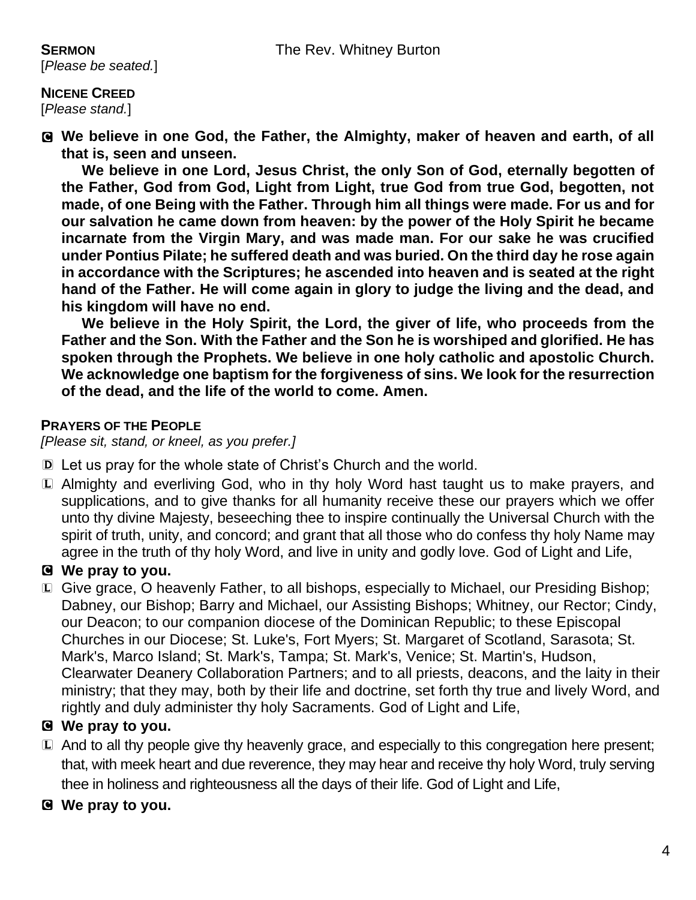**SERMON** The Rev. Whitney Burton

[*Please be seated.*]

**NICENE CREED**

[*Please stand.*]

C **We believe in one God, the Father, the Almighty, maker of heaven and earth, of all that is, seen and unseen.**

**We believe in one Lord, Jesus Christ, the only Son of God, eternally begotten of the Father, God from God, Light from Light, true God from true God, begotten, not made, of one Being with the Father. Through him all things were made. For us and for our salvation he came down from heaven: by the power of the Holy Spirit he became incarnate from the Virgin Mary, and was made man. For our sake he was crucified under Pontius Pilate; he suffered death and was buried. On the third day he rose again in accordance with the Scriptures; he ascended into heaven and is seated at the right hand of the Father. He will come again in glory to judge the living and the dead, and his kingdom will have no end.**

**We believe in the Holy Spirit, the Lord, the giver of life, who proceeds from the Father and the Son. With the Father and the Son he is worshiped and glorified. He has spoken through the Prophets. We believe in one holy catholic and apostolic Church. We acknowledge one baptism for the forgiveness of sins. We look for the resurrection of the dead, and the life of the world to come. Amen.**

**PRAYERS OF THE PEOPLE**

*[Please sit, stand, or kneel, as you prefer.]*

D Let us pray for the whole state of Christ's Church and the world.

L Almighty and everliving God, who in thy holy Word hast taught us to make prayers, and supplications, and to give thanks for all humanity receive these our prayers which we offer unto thy divine Majesty, beseeching thee to inspire continually the Universal Church with the spirit of truth, unity, and concord; and grant that all those who do confess thy holy Name may agree in the truth of thy holy Word, and live in unity and godly love. God of Light and Life,

C **We pray to you.**

L Give grace, O heavenly Father, to all bishops, especially to Michael, our Presiding Bishop; Dabney, our Bishop; Barry and Michael, our Assisting Bishops; Whitney, our Rector; Cindy, our Deacon; to our companion diocese of the Dominican Republic; to these Episcopal Churches in our Diocese; St. Luke's, Fort Myers; St. Margaret of Scotland, Sarasota; St. Mark's, Marco Island; St. Mark's, Tampa; St. Mark's, Venice; St. Martin's, Hudson, Clearwater Deanery Collaboration Partners; and to all priests, deacons, and the laity in their ministry; that they may, both by their life and doctrine, set forth thy true and lively Word, and rightly and duly administer thy holy Sacraments. God of Light and Life,

C **We pray to you.**

L And to all thy people give thy heavenly grace, and especially to this congregation here present; that, with meek heart and due reverence, they may hear and receive thy holy Word, truly serving thee in holiness and righteousness all the days of their life. God of Light and Life,

C **We pray to you.**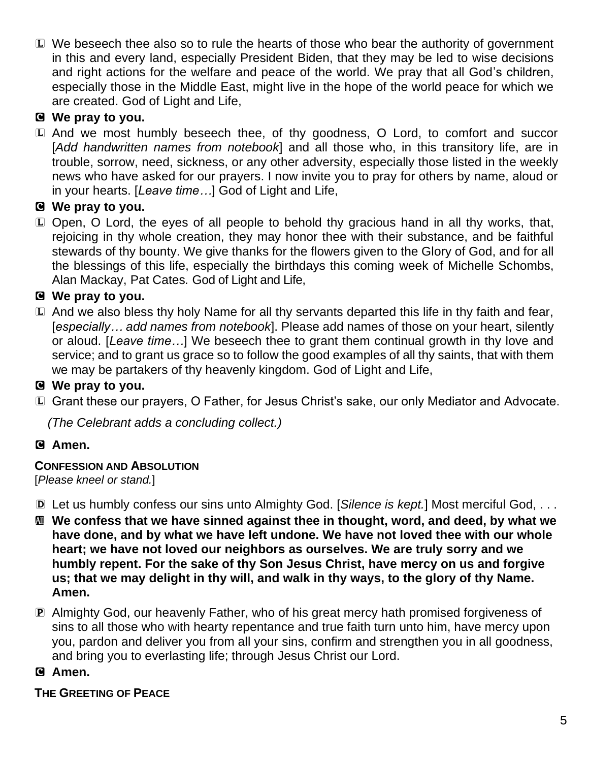L We beseech thee also so to rule the hearts of those who bear the authority of government in this and every land, especially President Biden, that they may be led to wise decisions and right actions for the welfare and peace of the world. We pray that all God's children, especially those in the Middle East, might live in the hope of the world peace for which we are created. God of Light and Life,

**C We pray to you.**

L And we most humbly beseech thee, of thy goodness, O Lord, to comfort and succor [*Add handwritten names from notebook*] and all those who, in this transitory life, are in trouble, sorrow, need, sickness, or any other adversity, especially those listed in the weekly news who have asked for our prayers. I now invite you to pray for others by name, aloud or in your hearts. [*Leave time…*] God of Light and Life,

**C We pray to you.**

L Open, O Lord, the eyes of all people to behold thy gracious hand in all thy works, that, rejoicing in thy whole creation, they may honor thee with their substance, and be faithful stewards of thy bounty. We give thanks for the flowers given to the Glory of God, and for all the blessings of this life, especially the birthdays this coming week of Michelle Schombs, Alan Mackay, Pat Cates. God of Light and Life,

**C We pray to you.**

L And we also bless thy holy Name for all thy servants departed this life in thy faith and fear, [*especially… add names from notebook*]. Please add names of those on your heart, silently or aloud. [*Leave time…*] We beseech thee to grant them continual growth in thy love and service; and to grant us grace so to follow the good examples of all thy saints, that with them we may be partakers of thy heavenly kingdom. God of Light and Life,

**C We pray to you.**

L Grant these our prayers, O Father, for Jesus Christ's sake, our only Mediator and Advocate.

*(The Celebrant adds a concluding collect.)*

**C Amen.**

**CONFESSION AND ABSOLUTION**
[*Please kneel or stand.*]

D Let us humbly confess our sins unto Almighty God. [*Silence is kept.*] Most merciful God, . . .

**All We confess that we have sinned against thee in thought, word, and deed, by what we have done, and by what we have left undone. We have not loved thee with our whole heart; we have not loved our neighbors as ourselves. We are truly sorry and we humbly repent. For the sake of thy Son Jesus Christ, have mercy on us and forgive us; that we may delight in thy will, and walk in thy ways, to the glory of thy Name. Amen.**

P Almighty God, our heavenly Father, who of his great mercy hath promised forgiveness of sins to all those who with hearty repentance and true faith turn unto him, have mercy upon you, pardon and deliver you from all your sins, confirm and strengthen you in all goodness, and bring you to everlasting life; through Jesus Christ our Lord.

**C Amen.**

**THE GREETING OF PEACE**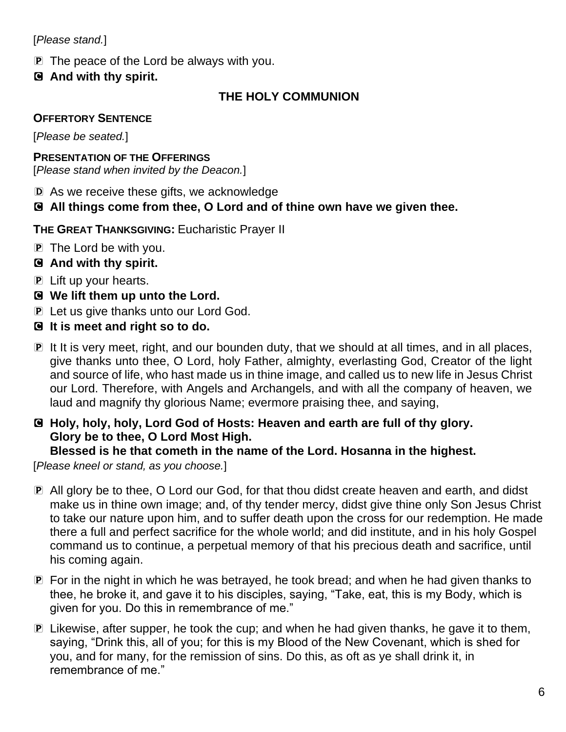[*Please stand.*]

P The peace of the Lord be always with you.

C **And with thy spirit.**

## THE HOLY COMMUNION

**OFFERTORY SENTENCE**

[*Please be seated.*]

**PRESENTATION OF THE OFFERINGS**

[*Please stand when invited by the Deacon.*]

D As we receive these gifts, we acknowledge

C **All things come from thee, O Lord and of thine own have we given thee.**

**THE GREAT THANKSGIVING:** Eucharistic Prayer II

P The Lord be with you.

C **And with thy spirit.**

P Lift up your hearts.

C **We lift them up unto the Lord.**

P Let us give thanks unto our Lord God.

C **It is meet and right so to do.**

P It It is very meet, right, and our bounden duty, that we should at all times, and in all places, give thanks unto thee, O Lord, holy Father, almighty, everlasting God, Creator of the light and source of life, who hast made us in thine image, and called us to new life in Jesus Christ our Lord. Therefore, with Angels and Archangels, and with all the company of heaven, we laud and magnify thy glorious Name; evermore praising thee, and saying,

C **Holy, holy, holy, Lord God of Hosts: Heaven and earth are full of thy glory.**
**Glory be to thee, O Lord Most High.**
**Blessed is he that cometh in the name of the Lord. Hosanna in the highest.**

[*Please kneel or stand, as you choose.*]

P All glory be to thee, O Lord our God, for that thou didst create heaven and earth, and didst make us in thine own image; and, of thy tender mercy, didst give thine only Son Jesus Christ to take our nature upon him, and to suffer death upon the cross for our redemption. He made there a full and perfect sacrifice for the whole world; and did institute, and in his holy Gospel command us to continue, a perpetual memory of that his precious death and sacrifice, until his coming again.

P For in the night in which he was betrayed, he took bread; and when he had given thanks to thee, he broke it, and gave it to his disciples, saying, "Take, eat, this is my Body, which is given for you. Do this in remembrance of me."

P Likewise, after supper, he took the cup; and when he had given thanks, he gave it to them, saying, "Drink this, all of you; for this is my Blood of the New Covenant, which is shed for you, and for many, for the remission of sins. Do this, as oft as ye shall drink it, in remembrance of me."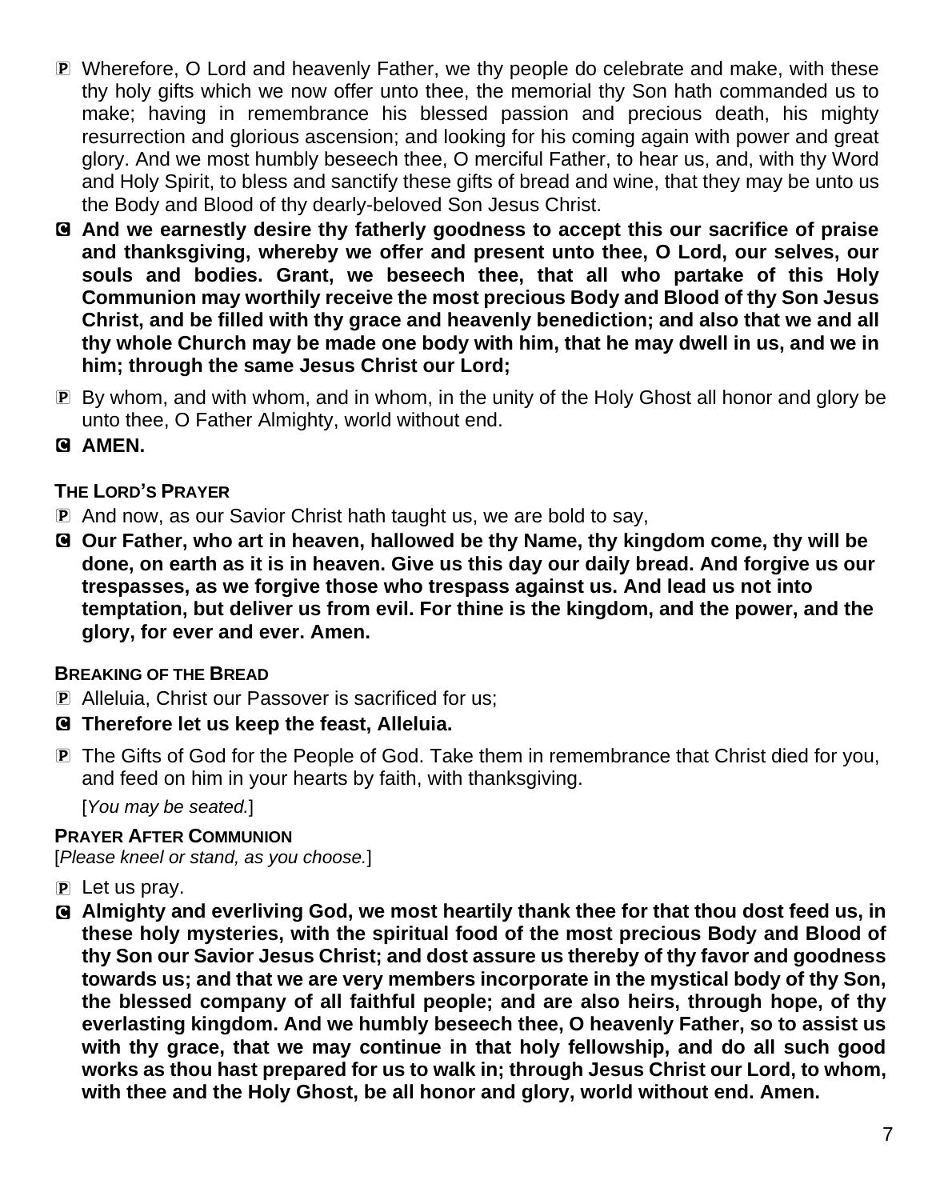P Wherefore, O Lord and heavenly Father, we thy people do celebrate and make, with these thy holy gifts which we now offer unto thee, the memorial thy Son hath commanded us to make; having in remembrance his blessed passion and precious death, his mighty resurrection and glorious ascension; and looking for his coming again with power and great glory. And we most humbly beseech thee, O merciful Father, to hear us, and, with thy Word and Holy Spirit, to bless and sanctify these gifts of bread and wine, that they may be unto us the Body and Blood of thy dearly-beloved Son Jesus Christ.

C **And we earnestly desire thy fatherly goodness to accept this our sacrifice of praise and thanksgiving, whereby we offer and present unto thee, O Lord, our selves, our souls and bodies. Grant, we beseech thee, that all who partake of this Holy Communion may worthily receive the most precious Body and Blood of thy Son Jesus Christ, and be filled with thy grace and heavenly benediction; and also that we and all thy whole Church may be made one body with him, that he may dwell in us, and we in him; through the same Jesus Christ our Lord;**

P By whom, and with whom, and in whom, in the unity of the Holy Ghost all honor and glory be unto thee, O Father Almighty, world without end.

C **AMEN.**

**THE LORD'S PRAYER**

P And now, as our Savior Christ hath taught us, we are bold to say,

C **Our Father, who art in heaven, hallowed be thy Name, thy kingdom come, thy will be done, on earth as it is in heaven. Give us this day our daily bread. And forgive us our trespasses, as we forgive those who trespass against us. And lead us not into temptation, but deliver us from evil. For thine is the kingdom, and the power, and the glory, for ever and ever. Amen.**

**BREAKING OF THE BREAD**

P Alleluia, Christ our Passover is sacrificed for us;

C **Therefore let us keep the feast, Alleluia.**

P The Gifts of God for the People of God. Take them in remembrance that Christ died for you, and feed on him in your hearts by faith, with thanksgiving.

[*You may be seated.*]

**PRAYER AFTER COMMUNION**

[*Please kneel or stand, as you choose.*]

P Let us pray.

C **Almighty and everliving God, we most heartily thank thee for that thou dost feed us, in these holy mysteries, with the spiritual food of the most precious Body and Blood of thy Son our Savior Jesus Christ; and dost assure us thereby of thy favor and goodness towards us; and that we are very members incorporate in the mystical body of thy Son, the blessed company of all faithful people; and are also heirs, through hope, of thy everlasting kingdom. And we humbly beseech thee, O heavenly Father, so to assist us with thy grace, that we may continue in that holy fellowship, and do all such good works as thou hast prepared for us to walk in; through Jesus Christ our Lord, to whom, with thee and the Holy Ghost, be all honor and glory, world without end. Amen.**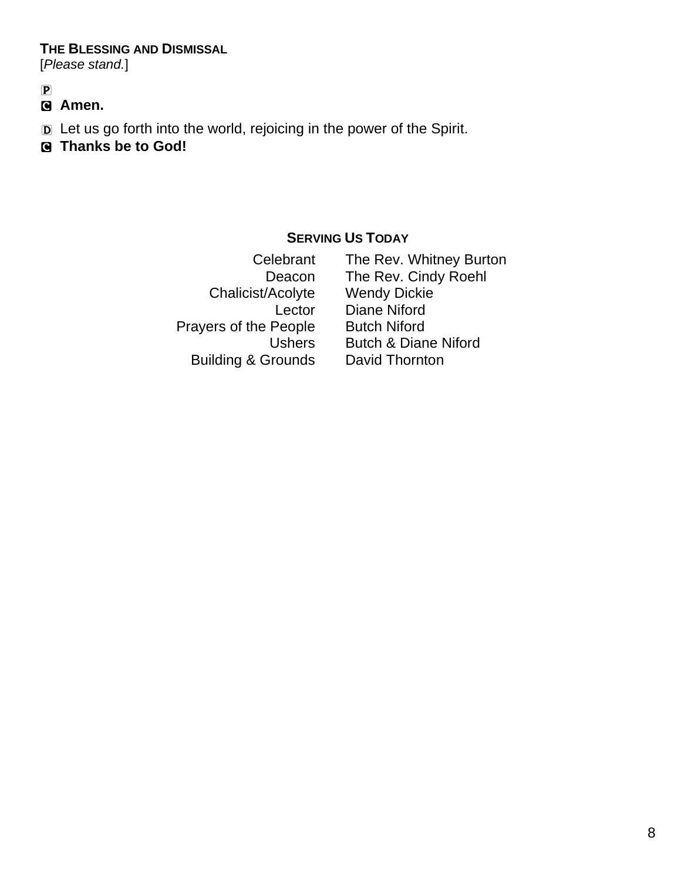**THE BLESSING AND DISMISSAL**
[*Please stand.*]

P

C **Amen.**

D Let us go forth into the world, rejoicing in the power of the Spirit.

C **Thanks be to God!**

**SERVING US TODAY**

| | |
|---|---|
| Celebrant | The Rev. Whitney Burton |
| Deacon | The Rev. Cindy Roehl |
| Chalicist/Acolyte | Wendy Dickie |
| Lector | Diane Niford |
| Prayers of the People | Butch Niford |
| Ushers | Butch & Diane Niford |
| Building & Grounds | David Thornton |